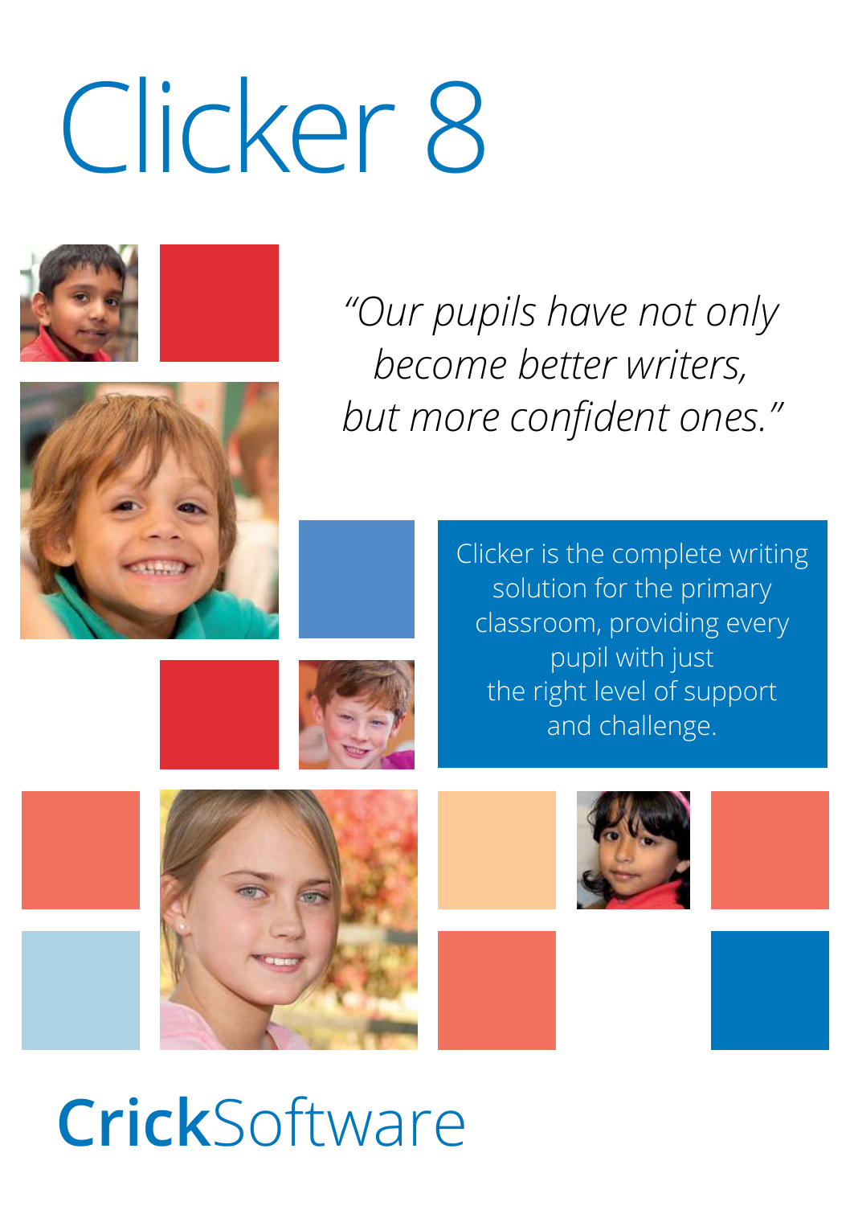# Clicker 8

*"Our pupils have not only become better writers, but more confident ones."*

Clicker is the complete writing solution for the primary classroom, providing every pupil with just the right level of support and challenge.

**Crick**Software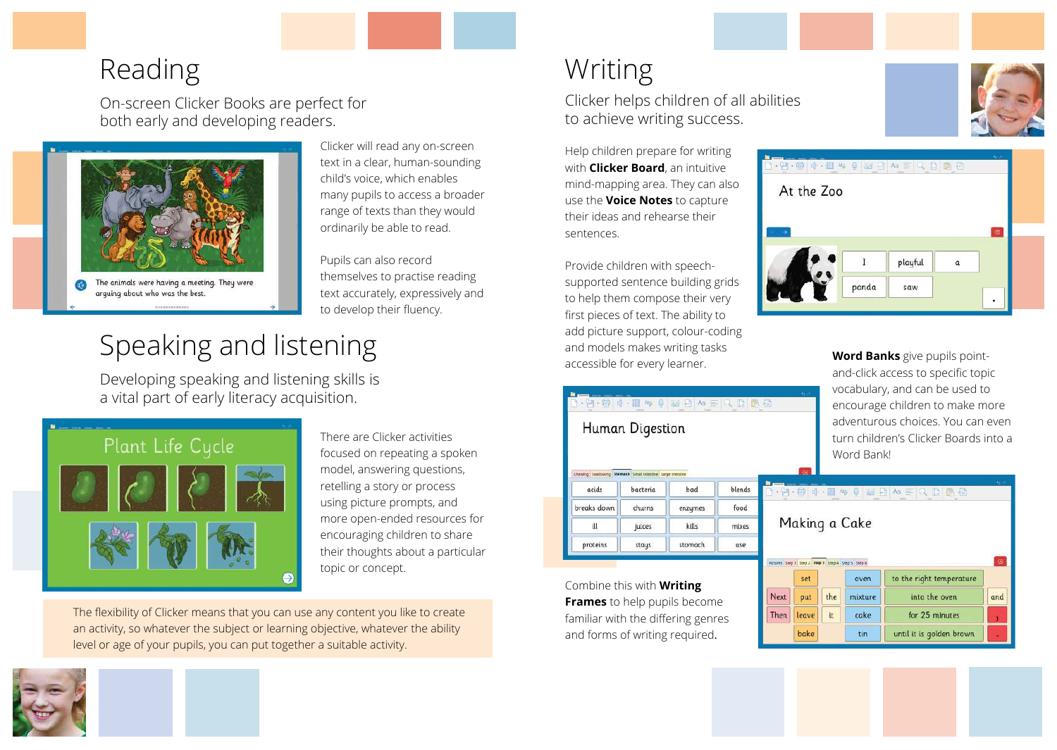# Reading

On-screen Clicker Books are perfect for both early and developing readers.

Clicker will read any on-screen text in a clear, human-sounding child's voice, which enables many pupils to access a broader range of texts than they would ordinarily be able to read.

Pupils can also record themselves to practise reading text accurately, expressively and to develop their fluency.

# Speaking and listening

Developing speaking and listening skills is a vital part of early literacy acquisition.

There are Clicker activities focused on repeating a spoken model, answering questions, retelling a story or process using picture prompts, and more open-ended resources for encouraging children to share their thoughts about a particular topic or concept.

The flexibility of Clicker means that you can use any content you like to create an activity, so whatever the subject or learning objective, whatever the ability level or age of your pupils, you can put together a suitable activity.

# Writing

Clicker helps children of all abilities to achieve writing success.

Help children prepare for writing with **Clicker Board**, an intuitive mind-mapping area. They can also use the **Voice Notes** to capture their ideas and rehearse their sentences.

Provide children with speech-supported sentence building grids to help them compose their very first pieces of text. The ability to add picture support, colour-coding and models makes writing tasks accessible for every learner.

**Word Banks** give pupils point-and-click access to specific topic vocabulary, and can be used to encourage children to make more adventurous choices. You can even turn children's Clicker Boards into a Word Bank!

Combine this with **Writing Frames** to help pupils become familiar with the differing genres and forms of writing required.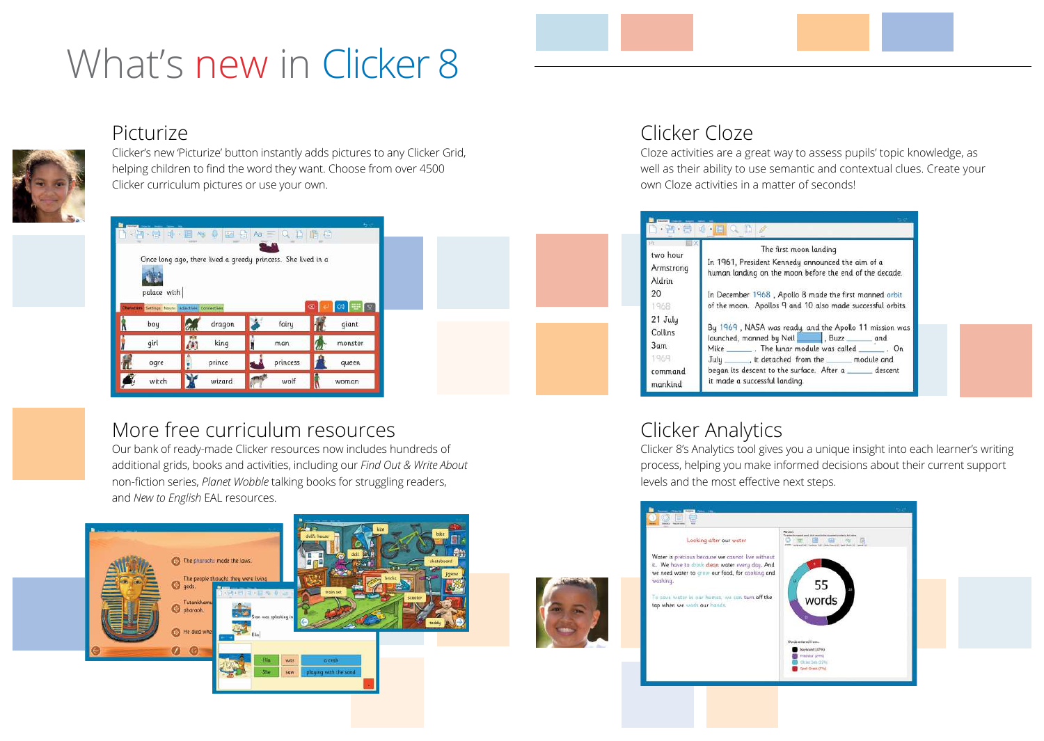# What's new in Clicker 8

## Picturize

Clicker's new 'Picturize' button instantly adds pictures to any Clicker Grid, helping children to find the word they want. Choose from over 4500 Clicker curriculum pictures or use your own.

## Clicker Cloze

Cloze activities are a great way to assess pupils' topic knowledge, as well as their ability to use semantic and contextual clues. Create your own Cloze activities in a matter of seconds!

## More free curriculum resources

Our bank of ready-made Clicker resources now includes hundreds of additional grids, books and activities, including our *Find Out & Write About* non-fiction series, *Planet Wobble* talking books for struggling readers, and *New to English* EAL resources.

## Clicker Analytics

Clicker 8's Analytics tool gives you a unique insight into each learner's writing process, helping you make informed decisions about their current support levels and the most effective next steps.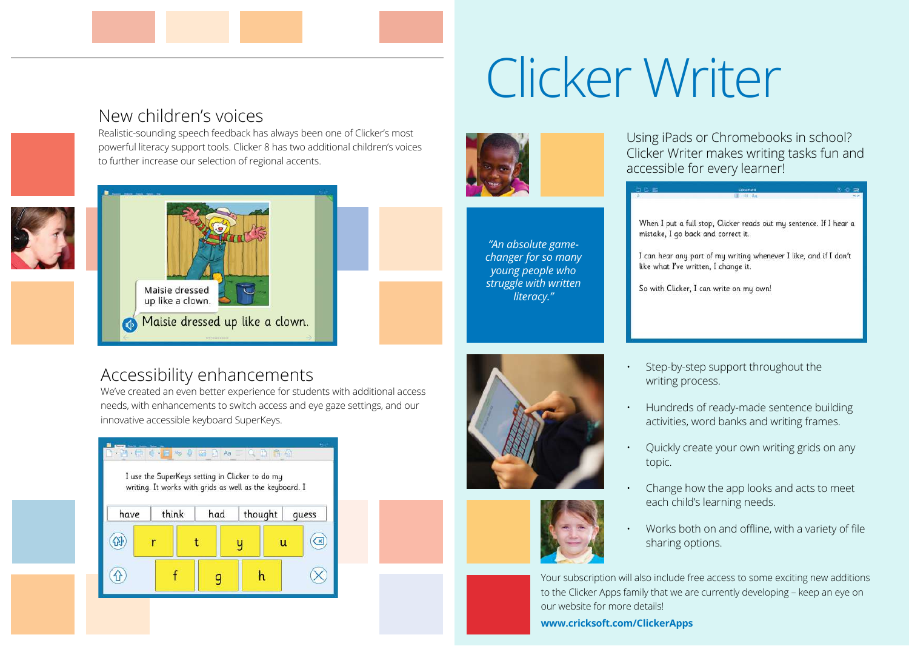## New children's voices

Realistic-sounding speech feedback has always been one of Clicker's most powerful literacy support tools. Clicker 8 has two additional children's voices to further increase our selection of regional accents.

## Accessibility enhancements

We've created an even better experience for students with additional access needs, with enhancements to switch access and eye gaze settings, and our innovative accessible keyboard SuperKeys.

# Clicker Writer

*"An absolute game-changer for so many young people who struggle with written literacy."*

Using iPads or Chromebooks in school? Clicker Writer makes writing tasks fun and accessible for every learner!

- Step-by-step support throughout the writing process.
- Hundreds of ready-made sentence building activities, word banks and writing frames.
- Quickly create your own writing grids on any topic.
- Change how the app looks and acts to meet each child's learning needs.
- Works both on and offline, with a variety of file sharing options.

Your subscription will also include free access to some exciting new additions to the Clicker Apps family that we are currently developing – keep an eye on our website for more details!

**www.cricksoft.com/ClickerApps**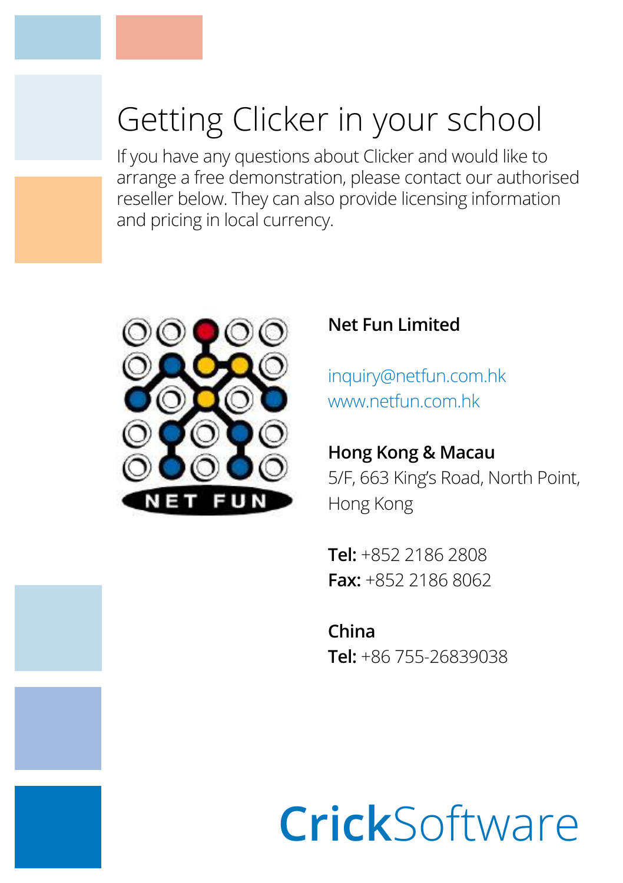# Getting Clicker in your school

If you have any questions about Clicker and would like to arrange a free demonstration, please contact our authorised reseller below. They can also provide licensing information and pricing in local currency.

NET FUN

**Net Fun Limited**

inquiry@netfun.com.hk
www.netfun.com.hk

**Hong Kong & Macau**
5/F, 663 King's Road, North Point, Hong Kong

**Tel:** +852 2186 2808
**Fax:** +852 2186 8062

**China**
**Tel:** +86 755-26839038

**Crick**Software